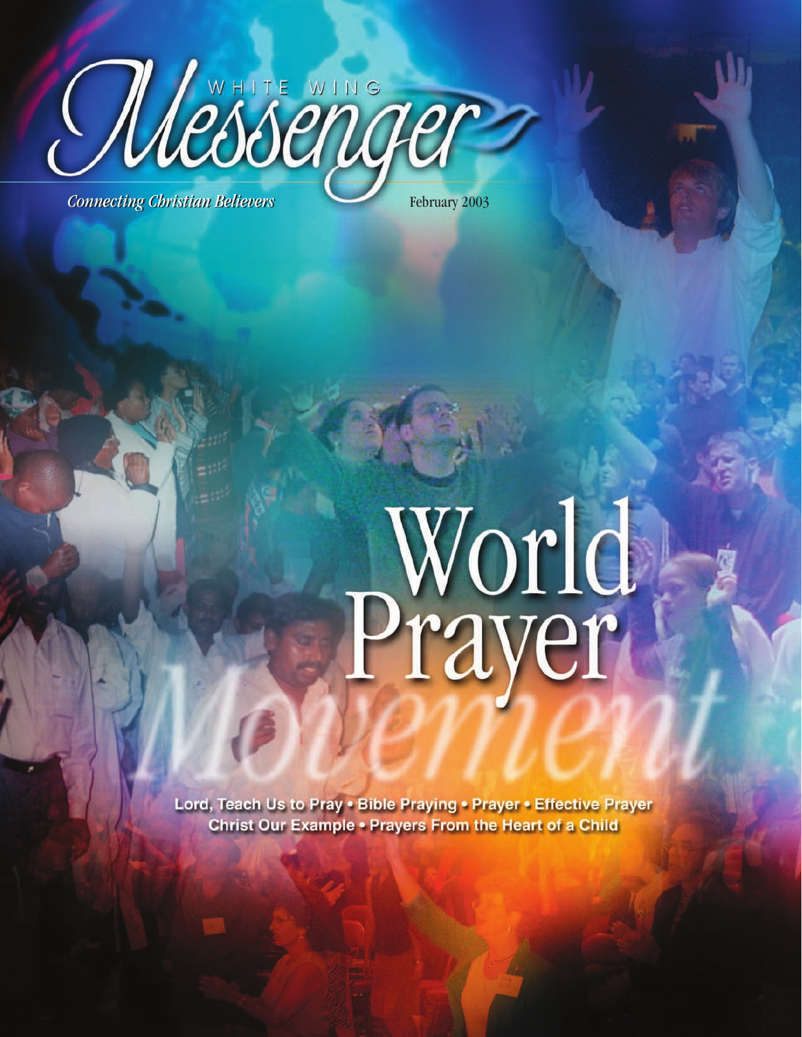# White Wing Messenger

*Connecting Christian Believers*

February 2003

# World Prayer Movement

Lord, Teach Us to Pray • Bible Praying • Prayer • Effective Prayer
Christ Our Example • Prayers From the Heart of a Child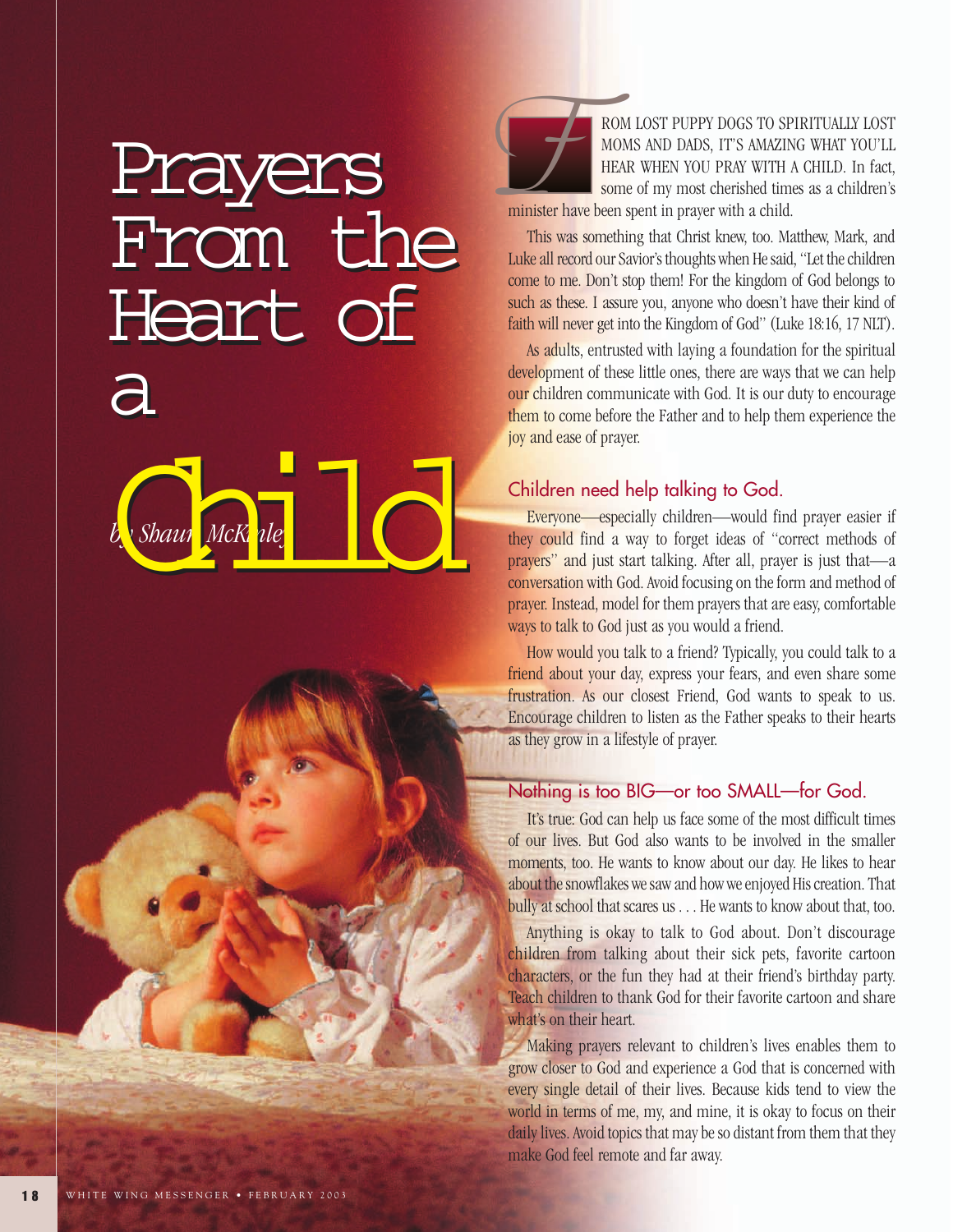# Prayers From the Heart of a Child

*by Shaun McKinley*

From lost puppy dogs to spiritually lost moms and dads, it's amazing what you'll hear when you pray with a child. In fact, some of my most cherished times as a children's minister have been spent in prayer with a child.

This was something that Christ knew, too. Matthew, Mark, and Luke all record our Savior's thoughts when He said, "Let the children come to me. Don't stop them! For the kingdom of God belongs to such as these. I assure you, anyone who doesn't have their kind of faith will never get into the Kingdom of God" (Luke 18:16, 17 NLT).

As adults, entrusted with laying a foundation for the spiritual development of these little ones, there are ways that we can help our children communicate with God. It is our duty to encourage them to come before the Father and to help them experience the joy and ease of prayer.

## Children need help talking to God.

Everyone—especially children—would find prayer easier if they could find a way to forget ideas of "correct methods of prayers" and just start talking. After all, prayer is just that—a conversation with God. Avoid focusing on the form and method of prayer. Instead, model for them prayers that are easy, comfortable ways to talk to God just as you would a friend.

How would you talk to a friend? Typically, you could talk to a friend about your day, express your fears, and even share some frustration. As our closest Friend, God wants to speak to us. Encourage children to listen as the Father speaks to their hearts as they grow in a lifestyle of prayer.

## Nothing is too BIG—or too SMALL—for God.

It's true: God can help us face some of the most difficult times of our lives. But God also wants to be involved in the smaller moments, too. He wants to know about our day. He likes to hear about the snowflakes we saw and how we enjoyed His creation. That bully at school that scares us . . . He wants to know about that, too.

Anything is okay to talk to God about. Don't discourage children from talking about their sick pets, favorite cartoon characters, or the fun they had at their friend's birthday party. Teach children to thank God for their favorite cartoon and share what's on their heart.

Making prayers relevant to children's lives enables them to grow closer to God and experience a God that is concerned with every single detail of their lives. Because kids tend to view the world in terms of me, my, and mine, it is okay to focus on their daily lives. Avoid topics that may be so distant from them that they make God feel remote and far away.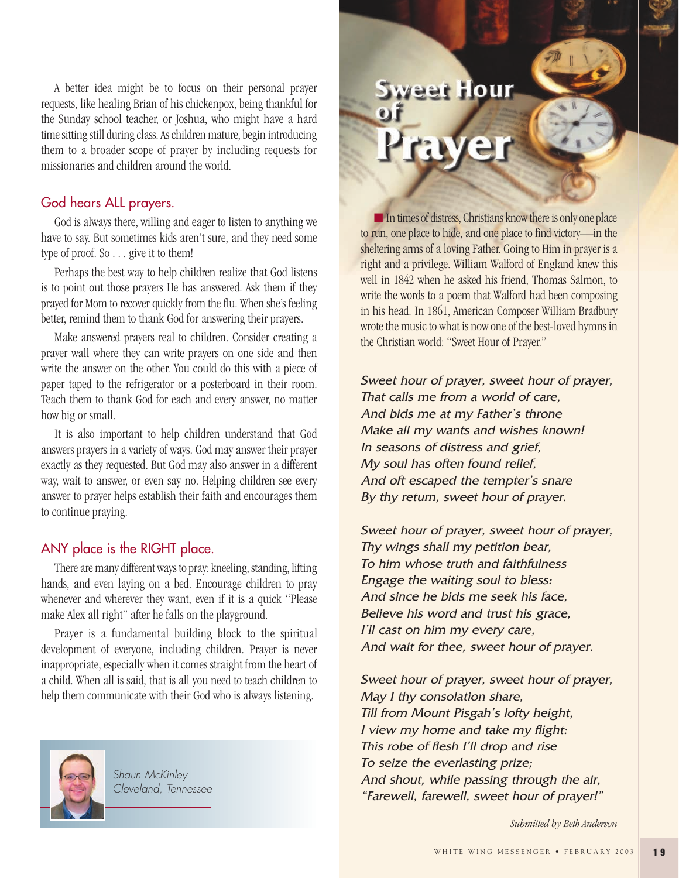A better idea might be to focus on their personal prayer requests, like healing Brian of his chickenpox, being thankful for the Sunday school teacher, or Joshua, who might have a hard time sitting still during class. As children mature, begin introducing them to a broader scope of prayer by including requests for missionaries and children around the world.

## God hears ALL prayers.

God is always there, willing and eager to listen to anything we have to say. But sometimes kids aren't sure, and they need some type of proof. So . . . give it to them!

Perhaps the best way to help children realize that God listens is to point out those prayers He has answered. Ask them if they prayed for Mom to recover quickly from the flu. When she's feeling better, remind them to thank God for answering their prayers.

Make answered prayers real to children. Consider creating a prayer wall where they can write prayers on one side and then write the answer on the other. You could do this with a piece of paper taped to the refrigerator or a posterboard in their room. Teach them to thank God for each and every answer, no matter how big or small.

It is also important to help children understand that God answers prayers in a variety of ways. God may answer their prayer exactly as they requested. But God may also answer in a different way, wait to answer, or even say no. Helping children see every answer to prayer helps establish their faith and encourages them to continue praying.

## ANY place is the RIGHT place.

There are many different ways to pray: kneeling, standing, lifting hands, and even laying on a bed. Encourage children to pray whenever and wherever they want, even if it is a quick "Please make Alex all right" after he falls on the playground.

Prayer is a fundamental building block to the spiritual development of everyone, including children. Prayer is never inappropriate, especially when it comes straight from the heart of a child. When all is said, that is all you need to teach children to help them communicate with their God who is always listening.

*Shaun McKinley*
*Cleveland, Tennessee*

# Sweet Hour of Prayer

In times of distress, Christians know there is only one place to run, one place to hide, and one place to find victory—in the sheltering arms of a loving Father. Going to Him in prayer is a right and a privilege. William Walford of England knew this well in 1842 when he asked his friend, Thomas Salmon, to write the words to a poem that Walford had been composing in his head. In 1861, American Composer William Bradbury wrote the music to what is now one of the best-loved hymns in the Christian world: "Sweet Hour of Prayer."

*Sweet hour of prayer, sweet hour of prayer,*
*That calls me from a world of care,*
*And bids me at my Father's throne*
*Make all my wants and wishes known!*
*In seasons of distress and grief,*
*My soul has often found relief,*
*And oft escaped the tempter's snare*
*By thy return, sweet hour of prayer.*

*Sweet hour of prayer, sweet hour of prayer,*
*Thy wings shall my petition bear,*
*To him whose truth and faithfulness*
*Engage the waiting soul to bless:*
*And since he bids me seek his face,*
*Believe his word and trust his grace,*
*I'll cast on him my every care,*
*And wait for thee, sweet hour of prayer.*

*Sweet hour of prayer, sweet hour of prayer,*
*May I thy consolation share,*
*Till from Mount Pisgah's lofty height,*
*I view my home and take my flight:*
*This robe of flesh I'll drop and rise*
*To seize the everlasting prize;*
*And shout, while passing through the air,*
*"Farewell, farewell, sweet hour of prayer!"*

*Submitted by Beth Anderson*